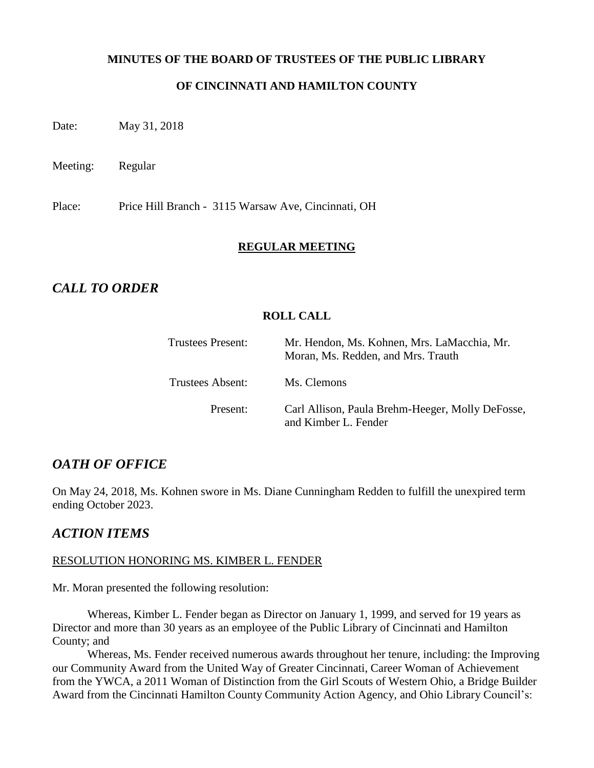**MINUTES OF THE BOARD OF TRUSTEES OF THE PUBLIC LIBRARY**

**OF CINCINNATI AND HAMILTON COUNTY**

Date: May 31, 2018

Meeting: Regular

Place: Price Hill Branch - 3115 Warsaw Ave, Cincinnati, OH

## REGULAR MEETING

## *CALL TO ORDER*

### ROLL CALL

| | |
|---|---|
| Trustees Present: | Mr. Hendon, Ms. Kohnen, Mrs. LaMacchia, Mr. Moran, Ms. Redden, and Mrs. Trauth |
| Trustees Absent: | Ms. Clemons |
| Present: | Carl Allison, Paula Brehm-Heeger, Molly DeFosse, and Kimber L. Fender |

## *OATH OF OFFICE*

On May 24, 2018, Ms. Kohnen swore in Ms. Diane Cunningham Redden to fulfill the unexpired term ending October 2023.

## *ACTION ITEMS*

RESOLUTION HONORING MS. KIMBER L. FENDER

Mr. Moran presented the following resolution:

Whereas, Kimber L. Fender began as Director on January 1, 1999, and served for 19 years as Director and more than 30 years as an employee of the Public Library of Cincinnati and Hamilton County; and

Whereas, Ms. Fender received numerous awards throughout her tenure, including: the Improving our Community Award from the United Way of Greater Cincinnati, Career Woman of Achievement from the YWCA, a 2011 Woman of Distinction from the Girl Scouts of Western Ohio, a Bridge Builder Award from the Cincinnati Hamilton County Community Action Agency, and Ohio Library Council's: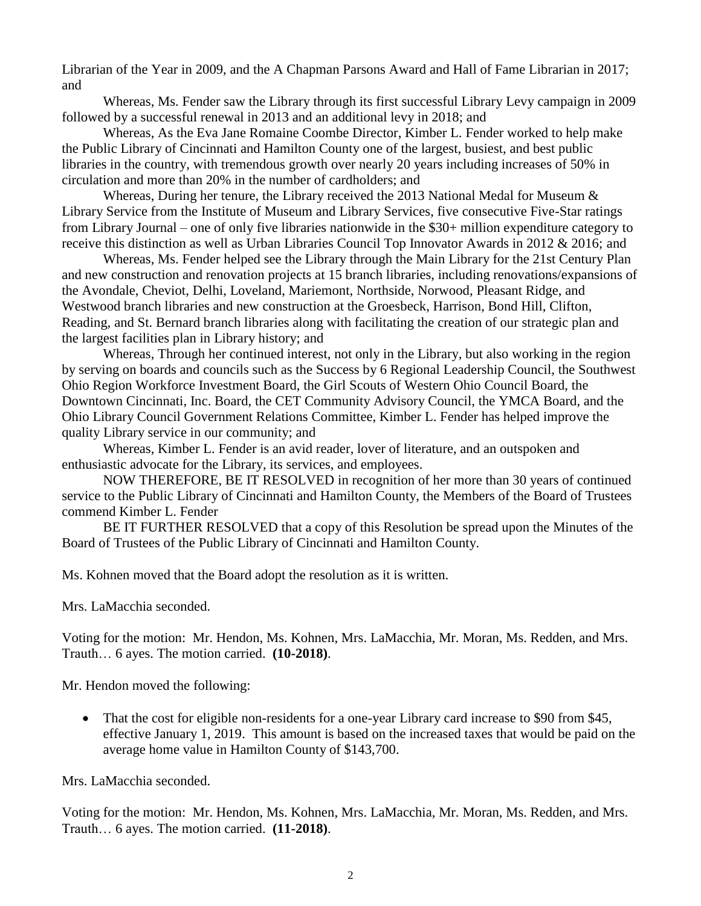Librarian of the Year in 2009, and the A Chapman Parsons Award and Hall of Fame Librarian in 2017; and

Whereas, Ms. Fender saw the Library through its first successful Library Levy campaign in 2009 followed by a successful renewal in 2013 and an additional levy in 2018; and

Whereas, As the Eva Jane Romaine Coombe Director, Kimber L. Fender worked to help make the Public Library of Cincinnati and Hamilton County one of the largest, busiest, and best public libraries in the country, with tremendous growth over nearly 20 years including increases of 50% in circulation and more than 20% in the number of cardholders; and

Whereas, During her tenure, the Library received the 2013 National Medal for Museum & Library Service from the Institute of Museum and Library Services, five consecutive Five-Star ratings from Library Journal – one of only five libraries nationwide in the $30+ million expenditure category to receive this distinction as well as Urban Libraries Council Top Innovator Awards in 2012 & 2016; and

Whereas, Ms. Fender helped see the Library through the Main Library for the 21st Century Plan and new construction and renovation projects at 15 branch libraries, including renovations/expansions of the Avondale, Cheviot, Delhi, Loveland, Mariemont, Northside, Norwood, Pleasant Ridge, and Westwood branch libraries and new construction at the Groesbeck, Harrison, Bond Hill, Clifton, Reading, and St. Bernard branch libraries along with facilitating the creation of our strategic plan and the largest facilities plan in Library history; and

Whereas, Through her continued interest, not only in the Library, but also working in the region by serving on boards and councils such as the Success by 6 Regional Leadership Council, the Southwest Ohio Region Workforce Investment Board, the Girl Scouts of Western Ohio Council Board, the Downtown Cincinnati, Inc. Board, the CET Community Advisory Council, the YMCA Board, and the Ohio Library Council Government Relations Committee, Kimber L. Fender has helped improve the quality Library service in our community; and

Whereas, Kimber L. Fender is an avid reader, lover of literature, and an outspoken and enthusiastic advocate for the Library, its services, and employees.

NOW THEREFORE, BE IT RESOLVED in recognition of her more than 30 years of continued service to the Public Library of Cincinnati and Hamilton County, the Members of the Board of Trustees commend Kimber L. Fender

BE IT FURTHER RESOLVED that a copy of this Resolution be spread upon the Minutes of the Board of Trustees of the Public Library of Cincinnati and Hamilton County.

Ms. Kohnen moved that the Board adopt the resolution as it is written.

Mrs. LaMacchia seconded.

Voting for the motion: Mr. Hendon, Ms. Kohnen, Mrs. LaMacchia, Mr. Moran, Ms. Redden, and Mrs. Trauth… 6 ayes. The motion carried. **(10-2018)**.

Mr. Hendon moved the following:

- That the cost for eligible non-residents for a one-year Library card increase to $90 from $45, effective January 1, 2019. This amount is based on the increased taxes that would be paid on the average home value in Hamilton County of $143,700.

Mrs. LaMacchia seconded.

Voting for the motion: Mr. Hendon, Ms. Kohnen, Mrs. LaMacchia, Mr. Moran, Ms. Redden, and Mrs. Trauth… 6 ayes. The motion carried. **(11-2018)**.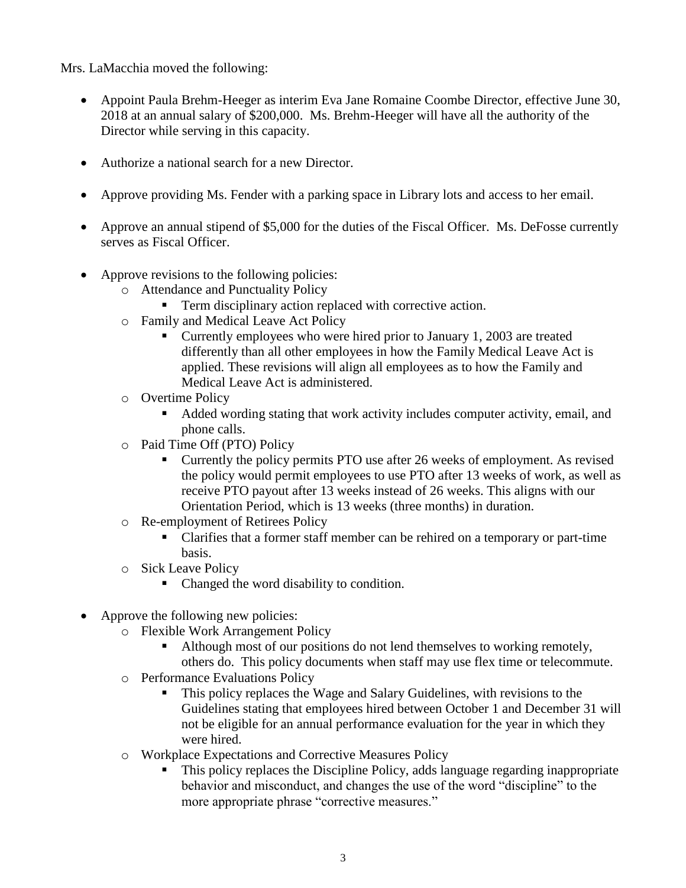Mrs. LaMacchia moved the following:

- Appoint Paula Brehm-Heeger as interim Eva Jane Romaine Coombe Director, effective June 30, 2018 at an annual salary of $200,000. Ms. Brehm-Heeger will have all the authority of the Director while serving in this capacity.

- Authorize a national search for a new Director.

- Approve providing Ms. Fender with a parking space in Library lots and access to her email.

- Approve an annual stipend of $5,000 for the duties of the Fiscal Officer. Ms. DeFosse currently serves as Fiscal Officer.

- Approve revisions to the following policies:
  - Attendance and Punctuality Policy
    - Term disciplinary action replaced with corrective action.
  - Family and Medical Leave Act Policy
    - Currently employees who were hired prior to January 1, 2003 are treated differently than all other employees in how the Family Medical Leave Act is applied. These revisions will align all employees as to how the Family and Medical Leave Act is administered.
  - Overtime Policy
    - Added wording stating that work activity includes computer activity, email, and phone calls.
  - Paid Time Off (PTO) Policy
    - Currently the policy permits PTO use after 26 weeks of employment. As revised the policy would permit employees to use PTO after 13 weeks of work, as well as receive PTO payout after 13 weeks instead of 26 weeks. This aligns with our Orientation Period, which is 13 weeks (three months) in duration.
  - Re-employment of Retirees Policy
    - Clarifies that a former staff member can be rehired on a temporary or part-time basis.
  - Sick Leave Policy
    - Changed the word disability to condition.

- Approve the following new policies:
  - Flexible Work Arrangement Policy
    - Although most of our positions do not lend themselves to working remotely, others do. This policy documents when staff may use flex time or telecommute.
  - Performance Evaluations Policy
    - This policy replaces the Wage and Salary Guidelines, with revisions to the Guidelines stating that employees hired between October 1 and December 31 will not be eligible for an annual performance evaluation for the year in which they were hired.
  - Workplace Expectations and Corrective Measures Policy
    - This policy replaces the Discipline Policy, adds language regarding inappropriate behavior and misconduct, and changes the use of the word "discipline" to the more appropriate phrase "corrective measures."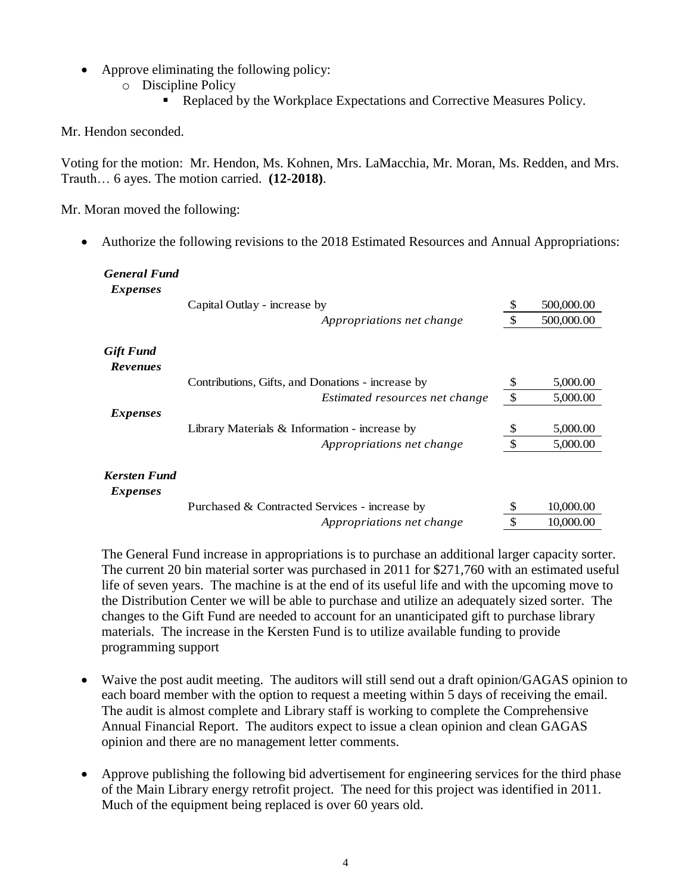- Approve eliminating the following policy:
  - Discipline Policy
    - Replaced by the Workplace Expectations and Corrective Measures Policy.

Mr. Hendon seconded.

Voting for the motion: Mr. Hendon, Ms. Kohnen, Mrs. LaMacchia, Mr. Moran, Ms. Redden, and Mrs. Trauth… 6 ayes. The motion carried. **(12-2018)**.

Mr. Moran moved the following:

- Authorize the following revisions to the 2018 Estimated Resources and Annual Appropriations:

| | | | |
|---|---|---|---|
| ***General Fund*** | | | |
| ***Expenses*** | | | |
| | Capital Outlay - increase by | $ | 500,000.00 |
| | *Appropriations net change* | $ | 500,000.00 |
| ***Gift Fund*** | | | |
| ***Revenues*** | | | |
| | Contributions, Gifts, and Donations - increase by | $ | 5,000.00 |
| | *Estimated resources net change* | $ | 5,000.00 |
| ***Expenses*** | | | |
| | Library Materials & Information - increase by | $ | 5,000.00 |
| | *Appropriations net change* | $ | 5,000.00 |
| ***Kersten Fund*** | | | |
| ***Expenses*** | | | |
| | Purchased & Contracted Services - increase by | $ | 10,000.00 |
| | *Appropriations net change* | $ | 10,000.00 |

The General Fund increase in appropriations is to purchase an additional larger capacity sorter. The current 20 bin material sorter was purchased in 2011 for $271,760 with an estimated useful life of seven years. The machine is at the end of its useful life and with the upcoming move to the Distribution Center we will be able to purchase and utilize an adequately sized sorter. The changes to the Gift Fund are needed to account for an unanticipated gift to purchase library materials. The increase in the Kersten Fund is to utilize available funding to provide programming support

- Waive the post audit meeting. The auditors will still send out a draft opinion/GAGAS opinion to each board member with the option to request a meeting within 5 days of receiving the email. The audit is almost complete and Library staff is working to complete the Comprehensive Annual Financial Report. The auditors expect to issue a clean opinion and clean GAGAS opinion and there are no management letter comments.

- Approve publishing the following bid advertisement for engineering services for the third phase of the Main Library energy retrofit project. The need for this project was identified in 2011. Much of the equipment being replaced is over 60 years old.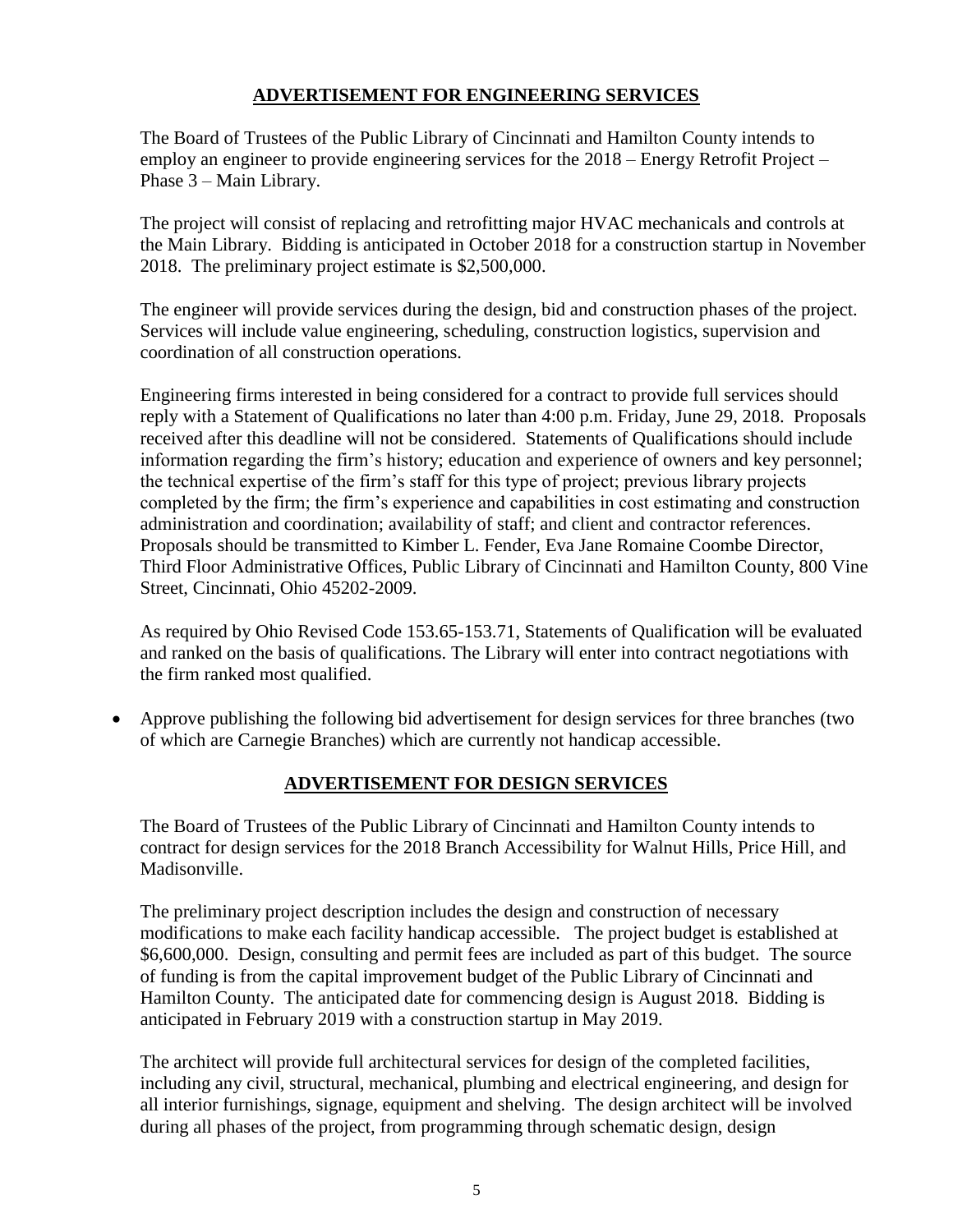## ADVERTISEMENT FOR ENGINEERING SERVICES

The Board of Trustees of the Public Library of Cincinnati and Hamilton County intends to employ an engineer to provide engineering services for the 2018 – Energy Retrofit Project – Phase 3 – Main Library.

The project will consist of replacing and retrofitting major HVAC mechanicals and controls at the Main Library. Bidding is anticipated in October 2018 for a construction startup in November 2018. The preliminary project estimate is $2,500,000.

The engineer will provide services during the design, bid and construction phases of the project. Services will include value engineering, scheduling, construction logistics, supervision and coordination of all construction operations.

Engineering firms interested in being considered for a contract to provide full services should reply with a Statement of Qualifications no later than 4:00 p.m. Friday, June 29, 2018. Proposals received after this deadline will not be considered. Statements of Qualifications should include information regarding the firm's history; education and experience of owners and key personnel; the technical expertise of the firm's staff for this type of project; previous library projects completed by the firm; the firm's experience and capabilities in cost estimating and construction administration and coordination; availability of staff; and client and contractor references. Proposals should be transmitted to Kimber L. Fender, Eva Jane Romaine Coombe Director, Third Floor Administrative Offices, Public Library of Cincinnati and Hamilton County, 800 Vine Street, Cincinnati, Ohio 45202-2009.

As required by Ohio Revised Code 153.65-153.71, Statements of Qualification will be evaluated and ranked on the basis of qualifications. The Library will enter into contract negotiations with the firm ranked most qualified.

- Approve publishing the following bid advertisement for design services for three branches (two of which are Carnegie Branches) which are currently not handicap accessible.

## ADVERTISEMENT FOR DESIGN SERVICES

The Board of Trustees of the Public Library of Cincinnati and Hamilton County intends to contract for design services for the 2018 Branch Accessibility for Walnut Hills, Price Hill, and Madisonville.

The preliminary project description includes the design and construction of necessary modifications to make each facility handicap accessible. The project budget is established at $6,600,000. Design, consulting and permit fees are included as part of this budget. The source of funding is from the capital improvement budget of the Public Library of Cincinnati and Hamilton County. The anticipated date for commencing design is August 2018. Bidding is anticipated in February 2019 with a construction startup in May 2019.

The architect will provide full architectural services for design of the completed facilities, including any civil, structural, mechanical, plumbing and electrical engineering, and design for all interior furnishings, signage, equipment and shelving. The design architect will be involved during all phases of the project, from programming through schematic design, design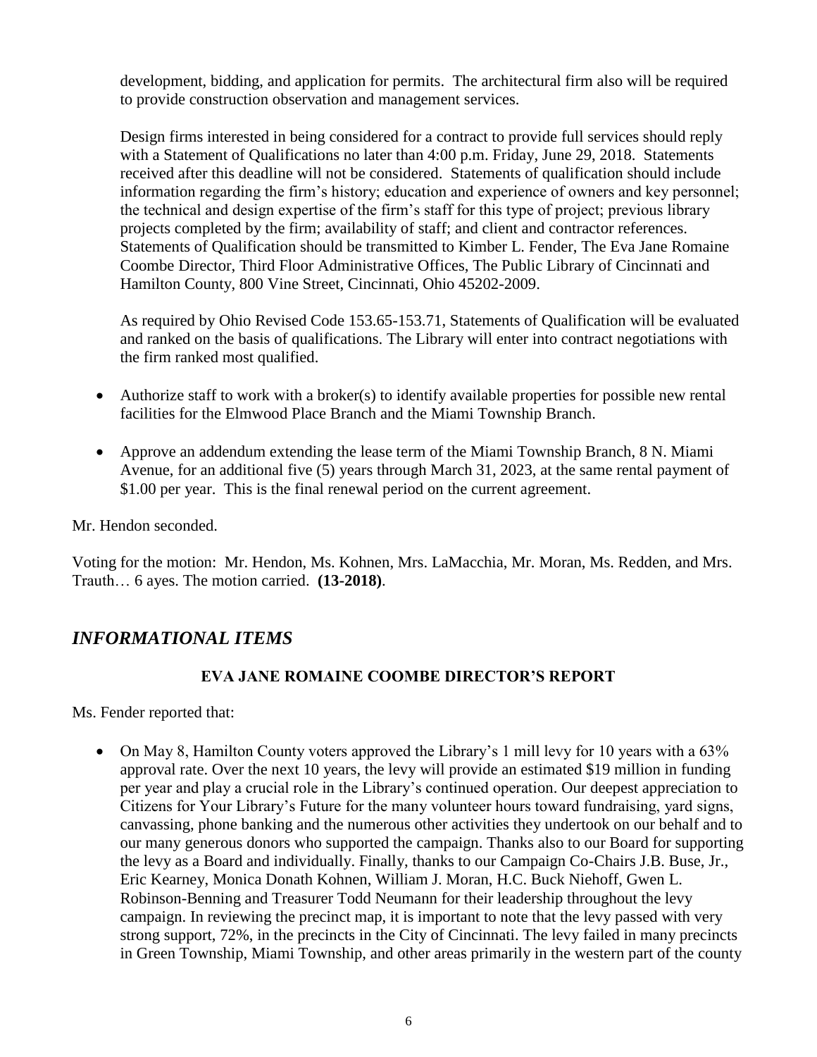development, bidding, and application for permits. The architectural firm also will be required to provide construction observation and management services.

Design firms interested in being considered for a contract to provide full services should reply with a Statement of Qualifications no later than 4:00 p.m. Friday, June 29, 2018. Statements received after this deadline will not be considered. Statements of qualification should include information regarding the firm's history; education and experience of owners and key personnel; the technical and design expertise of the firm's staff for this type of project; previous library projects completed by the firm; availability of staff; and client and contractor references. Statements of Qualification should be transmitted to Kimber L. Fender, The Eva Jane Romaine Coombe Director, Third Floor Administrative Offices, The Public Library of Cincinnati and Hamilton County, 800 Vine Street, Cincinnati, Ohio 45202-2009.

As required by Ohio Revised Code 153.65-153.71, Statements of Qualification will be evaluated and ranked on the basis of qualifications. The Library will enter into contract negotiations with the firm ranked most qualified.

- Authorize staff to work with a broker(s) to identify available properties for possible new rental facilities for the Elmwood Place Branch and the Miami Township Branch.
- Approve an addendum extending the lease term of the Miami Township Branch, 8 N. Miami Avenue, for an additional five (5) years through March 31, 2023, at the same rental payment of $1.00 per year. This is the final renewal period on the current agreement.

Mr. Hendon seconded.

Voting for the motion: Mr. Hendon, Ms. Kohnen, Mrs. LaMacchia, Mr. Moran, Ms. Redden, and Mrs. Trauth… 6 ayes. The motion carried. **(13-2018)**.

## *INFORMATIONAL ITEMS*

### EVA JANE ROMAINE COOMBE DIRECTOR'S REPORT

Ms. Fender reported that:

- On May 8, Hamilton County voters approved the Library's 1 mill levy for 10 years with a 63% approval rate. Over the next 10 years, the levy will provide an estimated $19 million in funding per year and play a crucial role in the Library's continued operation. Our deepest appreciation to Citizens for Your Library's Future for the many volunteer hours toward fundraising, yard signs, canvassing, phone banking and the numerous other activities they undertook on our behalf and to our many generous donors who supported the campaign. Thanks also to our Board for supporting the levy as a Board and individually. Finally, thanks to our Campaign Co-Chairs J.B. Buse, Jr., Eric Kearney, Monica Donath Kohnen, William J. Moran, H.C. Buck Niehoff, Gwen L. Robinson-Benning and Treasurer Todd Neumann for their leadership throughout the levy campaign. In reviewing the precinct map, it is important to note that the levy passed with very strong support, 72%, in the precincts in the City of Cincinnati. The levy failed in many precincts in Green Township, Miami Township, and other areas primarily in the western part of the county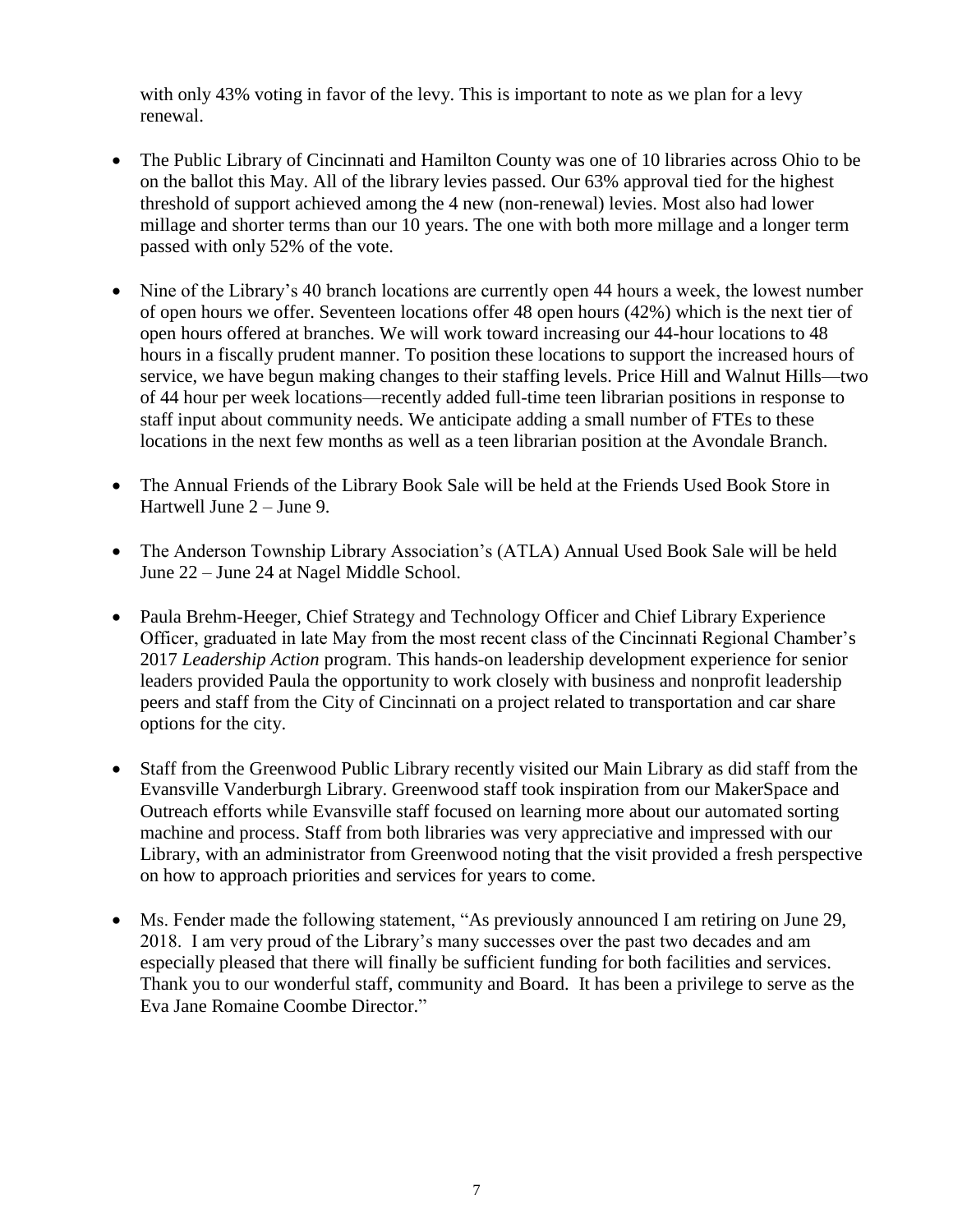with only 43% voting in favor of the levy. This is important to note as we plan for a levy renewal.

- The Public Library of Cincinnati and Hamilton County was one of 10 libraries across Ohio to be on the ballot this May. All of the library levies passed. Our 63% approval tied for the highest threshold of support achieved among the 4 new (non-renewal) levies. Most also had lower millage and shorter terms than our 10 years. The one with both more millage and a longer term passed with only 52% of the vote.

- Nine of the Library's 40 branch locations are currently open 44 hours a week, the lowest number of open hours we offer. Seventeen locations offer 48 open hours (42%) which is the next tier of open hours offered at branches. We will work toward increasing our 44-hour locations to 48 hours in a fiscally prudent manner. To position these locations to support the increased hours of service, we have begun making changes to their staffing levels. Price Hill and Walnut Hills—two of 44 hour per week locations—recently added full-time teen librarian positions in response to staff input about community needs. We anticipate adding a small number of FTEs to these locations in the next few months as well as a teen librarian position at the Avondale Branch.

- The Annual Friends of the Library Book Sale will be held at the Friends Used Book Store in Hartwell June 2 – June 9.

- The Anderson Township Library Association's (ATLA) Annual Used Book Sale will be held June 22 – June 24 at Nagel Middle School.

- Paula Brehm-Heeger, Chief Strategy and Technology Officer and Chief Library Experience Officer, graduated in late May from the most recent class of the Cincinnati Regional Chamber's 2017 *Leadership Action* program. This hands-on leadership development experience for senior leaders provided Paula the opportunity to work closely with business and nonprofit leadership peers and staff from the City of Cincinnati on a project related to transportation and car share options for the city.

- Staff from the Greenwood Public Library recently visited our Main Library as did staff from the Evansville Vanderburgh Library. Greenwood staff took inspiration from our MakerSpace and Outreach efforts while Evansville staff focused on learning more about our automated sorting machine and process. Staff from both libraries was very appreciative and impressed with our Library, with an administrator from Greenwood noting that the visit provided a fresh perspective on how to approach priorities and services for years to come.

- Ms. Fender made the following statement, "As previously announced I am retiring on June 29, 2018. I am very proud of the Library's many successes over the past two decades and am especially pleased that there will finally be sufficient funding for both facilities and services. Thank you to our wonderful staff, community and Board. It has been a privilege to serve as the Eva Jane Romaine Coombe Director."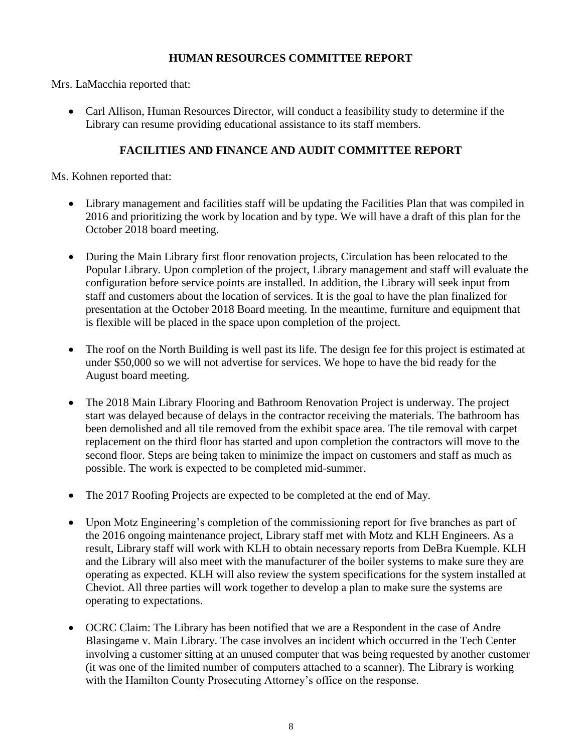## HUMAN RESOURCES COMMITTEE REPORT

Mrs. LaMacchia reported that:

- Carl Allison, Human Resources Director, will conduct a feasibility study to determine if the Library can resume providing educational assistance to its staff members.

## FACILITIES AND FINANCE AND AUDIT COMMITTEE REPORT

Ms. Kohnen reported that:

- Library management and facilities staff will be updating the Facilities Plan that was compiled in 2016 and prioritizing the work by location and by type. We will have a draft of this plan for the October 2018 board meeting.

- During the Main Library first floor renovation projects, Circulation has been relocated to the Popular Library. Upon completion of the project, Library management and staff will evaluate the configuration before service points are installed. In addition, the Library will seek input from staff and customers about the location of services. It is the goal to have the plan finalized for presentation at the October 2018 Board meeting. In the meantime, furniture and equipment that is flexible will be placed in the space upon completion of the project.

- The roof on the North Building is well past its life. The design fee for this project is estimated at under $50,000 so we will not advertise for services. We hope to have the bid ready for the August board meeting.

- The 2018 Main Library Flooring and Bathroom Renovation Project is underway. The project start was delayed because of delays in the contractor receiving the materials. The bathroom has been demolished and all tile removed from the exhibit space area. The tile removal with carpet replacement on the third floor has started and upon completion the contractors will move to the second floor. Steps are being taken to minimize the impact on customers and staff as much as possible. The work is expected to be completed mid-summer.

- The 2017 Roofing Projects are expected to be completed at the end of May.

- Upon Motz Engineering's completion of the commissioning report for five branches as part of the 2016 ongoing maintenance project, Library staff met with Motz and KLH Engineers. As a result, Library staff will work with KLH to obtain necessary reports from DeBra Kuemple. KLH and the Library will also meet with the manufacturer of the boiler systems to make sure they are operating as expected. KLH will also review the system specifications for the system installed at Cheviot. All three parties will work together to develop a plan to make sure the systems are operating to expectations.

- OCRC Claim: The Library has been notified that we are a Respondent in the case of Andre Blasingame v. Main Library. The case involves an incident which occurred in the Tech Center involving a customer sitting at an unused computer that was being requested by another customer (it was one of the limited number of computers attached to a scanner). The Library is working with the Hamilton County Prosecuting Attorney's office on the response.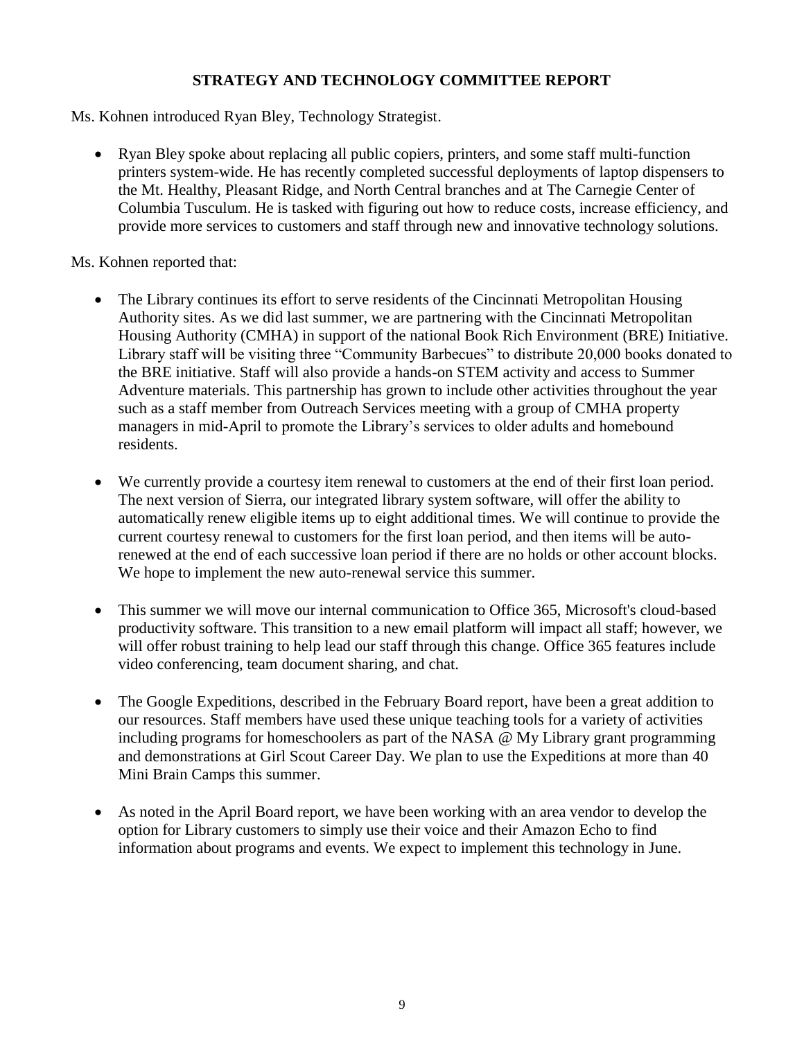## STRATEGY AND TECHNOLOGY COMMITTEE REPORT

Ms. Kohnen introduced Ryan Bley, Technology Strategist.

- Ryan Bley spoke about replacing all public copiers, printers, and some staff multi-function printers system-wide. He has recently completed successful deployments of laptop dispensers to the Mt. Healthy, Pleasant Ridge, and North Central branches and at The Carnegie Center of Columbia Tusculum. He is tasked with figuring out how to reduce costs, increase efficiency, and provide more services to customers and staff through new and innovative technology solutions.

Ms. Kohnen reported that:

- The Library continues its effort to serve residents of the Cincinnati Metropolitan Housing Authority sites. As we did last summer, we are partnering with the Cincinnati Metropolitan Housing Authority (CMHA) in support of the national Book Rich Environment (BRE) Initiative. Library staff will be visiting three "Community Barbecues" to distribute 20,000 books donated to the BRE initiative. Staff will also provide a hands-on STEM activity and access to Summer Adventure materials. This partnership has grown to include other activities throughout the year such as a staff member from Outreach Services meeting with a group of CMHA property managers in mid-April to promote the Library's services to older adults and homebound residents.

- We currently provide a courtesy item renewal to customers at the end of their first loan period. The next version of Sierra, our integrated library system software, will offer the ability to automatically renew eligible items up to eight additional times. We will continue to provide the current courtesy renewal to customers for the first loan period, and then items will be auto-renewed at the end of each successive loan period if there are no holds or other account blocks. We hope to implement the new auto-renewal service this summer.

- This summer we will move our internal communication to Office 365, Microsoft's cloud-based productivity software. This transition to a new email platform will impact all staff; however, we will offer robust training to help lead our staff through this change. Office 365 features include video conferencing, team document sharing, and chat.

- The Google Expeditions, described in the February Board report, have been a great addition to our resources. Staff members have used these unique teaching tools for a variety of activities including programs for homeschoolers as part of the NASA @ My Library grant programming and demonstrations at Girl Scout Career Day. We plan to use the Expeditions at more than 40 Mini Brain Camps this summer.

- As noted in the April Board report, we have been working with an area vendor to develop the option for Library customers to simply use their voice and their Amazon Echo to find information about programs and events. We expect to implement this technology in June.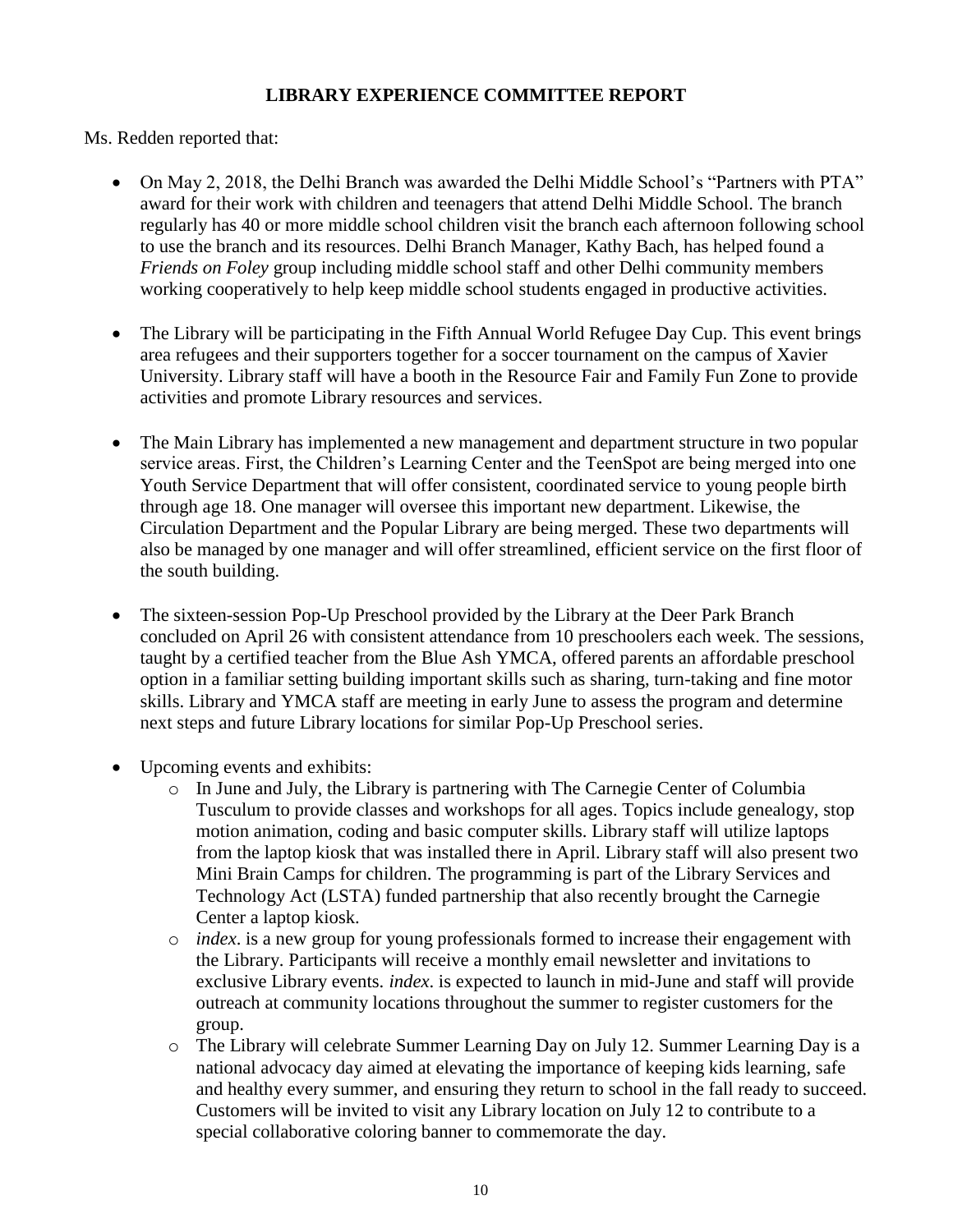## LIBRARY EXPERIENCE COMMITTEE REPORT

Ms. Redden reported that:

- On May 2, 2018, the Delhi Branch was awarded the Delhi Middle School's "Partners with PTA" award for their work with children and teenagers that attend Delhi Middle School. The branch regularly has 40 or more middle school children visit the branch each afternoon following school to use the branch and its resources. Delhi Branch Manager, Kathy Bach, has helped found a *Friends on Foley* group including middle school staff and other Delhi community members working cooperatively to help keep middle school students engaged in productive activities.

- The Library will be participating in the Fifth Annual World Refugee Day Cup. This event brings area refugees and their supporters together for a soccer tournament on the campus of Xavier University. Library staff will have a booth in the Resource Fair and Family Fun Zone to provide activities and promote Library resources and services.

- The Main Library has implemented a new management and department structure in two popular service areas. First, the Children's Learning Center and the TeenSpot are being merged into one Youth Service Department that will offer consistent, coordinated service to young people birth through age 18. One manager will oversee this important new department. Likewise, the Circulation Department and the Popular Library are being merged. These two departments will also be managed by one manager and will offer streamlined, efficient service on the first floor of the south building.

- The sixteen-session Pop-Up Preschool provided by the Library at the Deer Park Branch concluded on April 26 with consistent attendance from 10 preschoolers each week. The sessions, taught by a certified teacher from the Blue Ash YMCA, offered parents an affordable preschool option in a familiar setting building important skills such as sharing, turn-taking and fine motor skills. Library and YMCA staff are meeting in early June to assess the program and determine next steps and future Library locations for similar Pop-Up Preschool series.

- Upcoming events and exhibits:
  - In June and July, the Library is partnering with The Carnegie Center of Columbia Tusculum to provide classes and workshops for all ages. Topics include genealogy, stop motion animation, coding and basic computer skills. Library staff will utilize laptops from the laptop kiosk that was installed there in April. Library staff will also present two Mini Brain Camps for children. The programming is part of the Library Services and Technology Act (LSTA) funded partnership that also recently brought the Carnegie Center a laptop kiosk.
  - *index.* is a new group for young professionals formed to increase their engagement with the Library. Participants will receive a monthly email newsletter and invitations to exclusive Library events. *index.* is expected to launch in mid-June and staff will provide outreach at community locations throughout the summer to register customers for the group.
  - The Library will celebrate Summer Learning Day on July 12. Summer Learning Day is a national advocacy day aimed at elevating the importance of keeping kids learning, safe and healthy every summer, and ensuring they return to school in the fall ready to succeed. Customers will be invited to visit any Library location on July 12 to contribute to a special collaborative coloring banner to commemorate the day.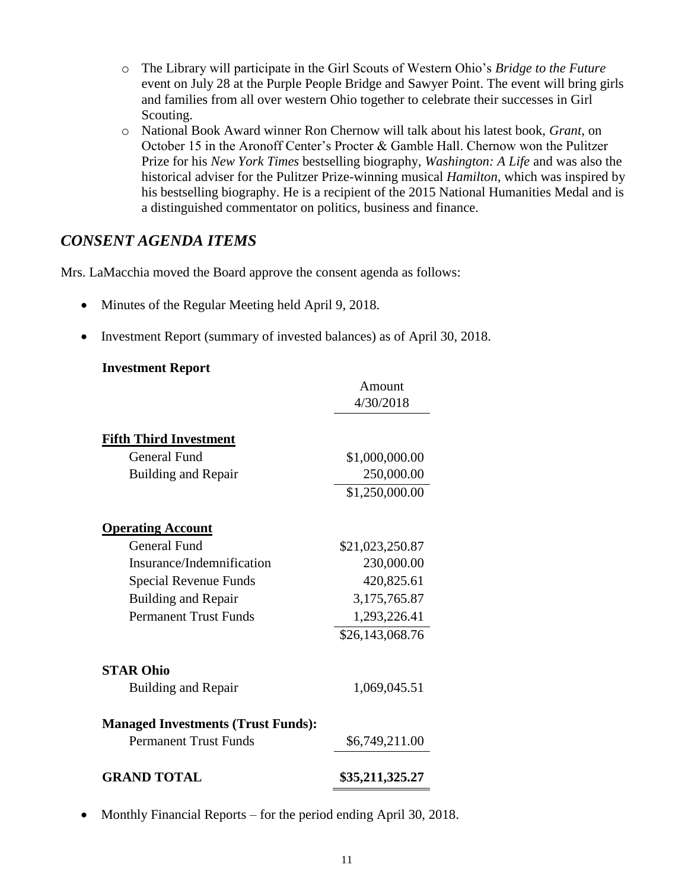- The Library will participate in the Girl Scouts of Western Ohio's *Bridge to the Future* event on July 28 at the Purple People Bridge and Sawyer Point. The event will bring girls and families from all over western Ohio together to celebrate their successes in Girl Scouting.
- National Book Award winner Ron Chernow will talk about his latest book, *Grant*, on October 15 in the Aronoff Center's Procter & Gamble Hall. Chernow won the Pulitzer Prize for his *New York Times* bestselling biography, *Washington: A Life* and was also the historical adviser for the Pulitzer Prize-winning musical *Hamilton*, which was inspired by his bestselling biography. He is a recipient of the 2015 National Humanities Medal and is a distinguished commentator on politics, business and finance.

## *CONSENT AGENDA ITEMS*

Mrs. LaMacchia moved the Board approve the consent agenda as follows:

- Minutes of the Regular Meeting held April 9, 2018.
- Investment Report (summary of invested balances) as of April 30, 2018.

**Investment Report**

| | Amount 4/30/2018 |
|---|---|
| **Fifth Third Investment** | |
| General Fund | $1,000,000.00 |
| Building and Repair | 250,000.00 |
| | $1,250,000.00 |
| **Operating Account** | |
| General Fund | $21,023,250.87 |
| Insurance/Indemnification | 230,000.00 |
| Special Revenue Funds | 420,825.61 |
| Building and Repair | 3,175,765.87 |
| Permanent Trust Funds | 1,293,226.41 |
| | $26,143,068.76 |
| **STAR Ohio** | |
| Building and Repair | 1,069,045.51 |
| **Managed Investments (Trust Funds):** | |
| Permanent Trust Funds | $6,749,211.00 |
| **GRAND TOTAL** | **$35,211,325.27** |

- Monthly Financial Reports – for the period ending April 30, 2018.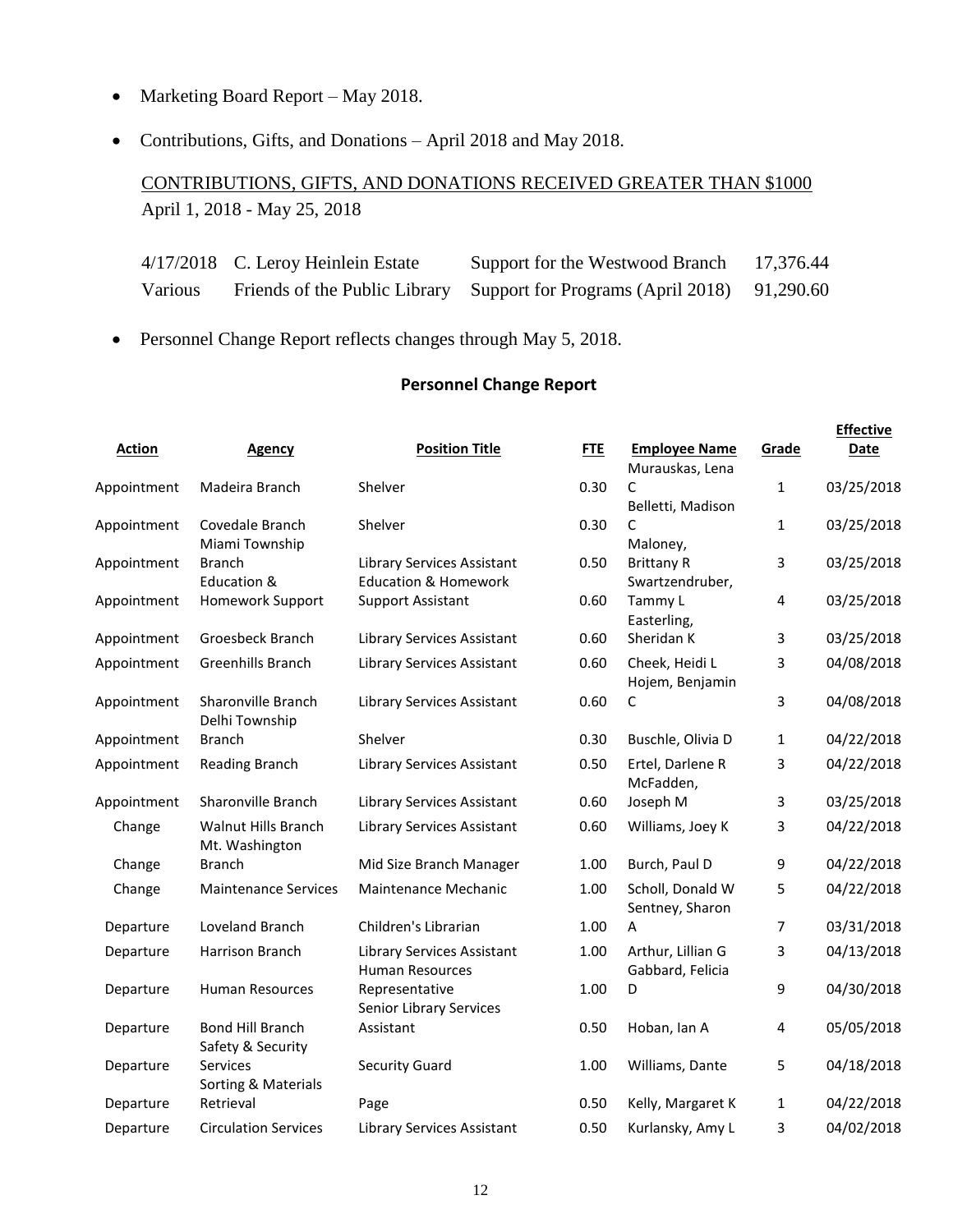- Marketing Board Report – May 2018.
- Contributions, Gifts, and Donations – April 2018 and May 2018.

CONTRIBUTIONS, GIFTS, AND DONATIONS RECEIVED GREATER THAN $1000
April 1, 2018 - May 25, 2018

| | | | |
|---|---|---|---|
| 4/17/2018 | C. Leroy Heinlein Estate | Support for the Westwood Branch | 17,376.44 |
| Various | Friends of the Public Library | Support for Programs (April 2018) | 91,290.60 |

- Personnel Change Report reflects changes through May 5, 2018.

## Personnel Change Report

| Action | Agency | Position Title | FTE | Employee Name | Grade | Effective Date |
|---|---|---|---|---|---|---|
| Appointment | Madeira Branch | Shelver | 0.30 | Murauskas, Lena C | 1 | 03/25/2018 |
| Appointment | Covedale Branch | Shelver | 0.30 | Belletti, Madison C | 1 | 03/25/2018 |
| Appointment | Miami Township Branch | Library Services Assistant | 0.50 | Maloney, Brittany R | 3 | 03/25/2018 |
| Appointment | Education & Homework Support | Education & Homework Support Assistant | 0.60 | Swartzendruber, Tammy L | 4 | 03/25/2018 |
| Appointment | Groesbeck Branch | Library Services Assistant | 0.60 | Easterling, Sheridan K | 3 | 03/25/2018 |
| Appointment | Greenhills Branch | Library Services Assistant | 0.60 | Cheek, Heidi L | 3 | 04/08/2018 |
| Appointment | Sharonville Branch | Library Services Assistant | 0.60 | Hojem, Benjamin C | 3 | 04/08/2018 |
| Appointment | Delhi Township Branch | Shelver | 0.30 | Buschle, Olivia D | 1 | 04/22/2018 |
| Appointment | Reading Branch | Library Services Assistant | 0.50 | Ertel, Darlene R | 3 | 04/22/2018 |
| Appointment | Sharonville Branch | Library Services Assistant | 0.60 | McFadden, Joseph M | 3 | 03/25/2018 |
| Change | Walnut Hills Branch | Library Services Assistant | 0.60 | Williams, Joey K | 3 | 04/22/2018 |
| Change | Mt. Washington Branch | Mid Size Branch Manager | 1.00 | Burch, Paul D | 9 | 04/22/2018 |
| Change | Maintenance Services | Maintenance Mechanic | 1.00 | Scholl, Donald W | 5 | 04/22/2018 |
| Departure | Loveland Branch | Children's Librarian | 1.00 | Sentney, Sharon A | 7 | 03/31/2018 |
| Departure | Harrison Branch | Library Services Assistant | 1.00 | Arthur, Lillian G | 3 | 04/13/2018 |
| Departure | Human Resources | Human Resources Representative | 1.00 | Gabbard, Felicia D | 9 | 04/30/2018 |
| Departure | Bond Hill Branch | Senior Library Services Assistant | 0.50 | Hoban, Ian A | 4 | 05/05/2018 |
| Departure | Safety & Security Services | Security Guard | 1.00 | Williams, Dante | 5 | 04/18/2018 |
| Departure | Sorting & Materials Retrieval | Page | 0.50 | Kelly, Margaret K | 1 | 04/22/2018 |
| Departure | Circulation Services | Library Services Assistant | 0.50 | Kurlansky, Amy L | 3 | 04/02/2018 |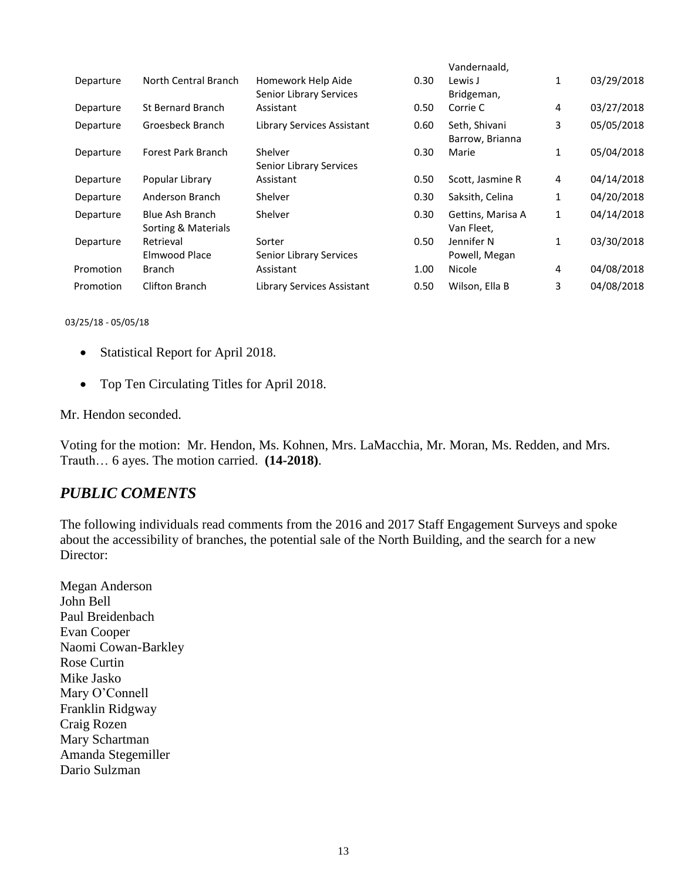| | | | | | | |
|---|---|---|---|---|---|---|
| Departure | North Central Branch | Homework Help Aide | 0.30 | Vandernaald, Lewis J | 1 | 03/29/2018 |
| Departure | St Bernard Branch | Senior Library Services Assistant | 0.50 | Bridgeman, Corrie C | 4 | 03/27/2018 |
| Departure | Groesbeck Branch | Library Services Assistant | 0.60 | Seth, Shivani | 3 | 05/05/2018 |
| Departure | Forest Park Branch | Shelver | 0.30 | Barrow, Brianna Marie | 1 | 05/04/2018 |
| Departure | Popular Library | Senior Library Services Assistant | 0.50 | Scott, Jasmine R | 4 | 04/14/2018 |
| Departure | Anderson Branch | Shelver | 0.30 | Saksith, Celina | 1 | 04/20/2018 |
| Departure | Blue Ash Branch | Shelver | 0.30 | Gettins, Marisa A | 1 | 04/14/2018 |
| Departure | Sorting & Materials Retrieval | Sorter | 0.50 | Van Fleet, Jennifer N | 1 | 03/30/2018 |
| Promotion | Elmwood Place Branch | Senior Library Services Assistant | 1.00 | Powell, Megan Nicole | 4 | 04/08/2018 |
| Promotion | Clifton Branch | Library Services Assistant | 0.50 | Wilson, Ella B | 3 | 04/08/2018 |

03/25/18 - 05/05/18

- Statistical Report for April 2018.
- Top Ten Circulating Titles for April 2018.

Mr. Hendon seconded.

Voting for the motion: Mr. Hendon, Ms. Kohnen, Mrs. LaMacchia, Mr. Moran, Ms. Redden, and Mrs. Trauth… 6 ayes. The motion carried. **(14-2018)**.

## *PUBLIC COMENTS*

The following individuals read comments from the 2016 and 2017 Staff Engagement Surveys and spoke about the accessibility of branches, the potential sale of the North Building, and the search for a new Director:

Megan Anderson
John Bell
Paul Breidenbach
Evan Cooper
Naomi Cowan-Barkley
Rose Curtin
Mike Jasko
Mary O'Connell
Franklin Ridgway
Craig Rozen
Mary Schartman
Amanda Stegemiller
Dario Sulzman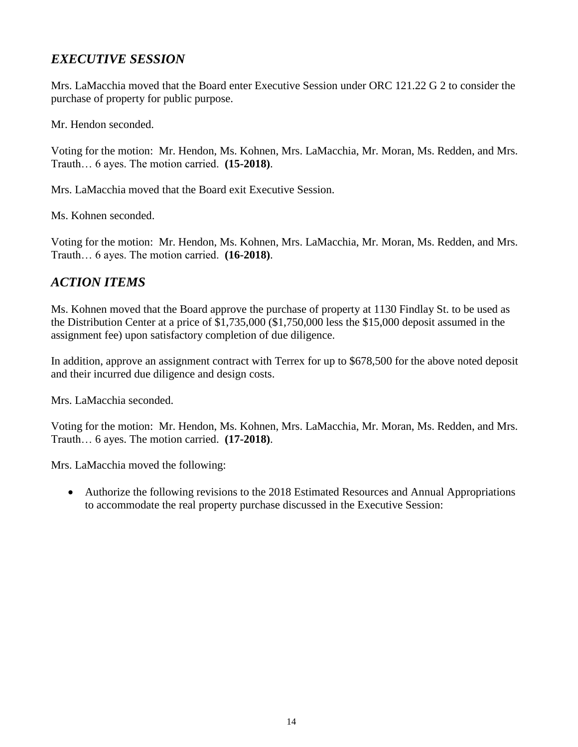## *EXECUTIVE SESSION*

Mrs. LaMacchia moved that the Board enter Executive Session under ORC 121.22 G 2 to consider the purchase of property for public purpose.

Mr. Hendon seconded.

Voting for the motion: Mr. Hendon, Ms. Kohnen, Mrs. LaMacchia, Mr. Moran, Ms. Redden, and Mrs. Trauth… 6 ayes. The motion carried. **(15-2018)**.

Mrs. LaMacchia moved that the Board exit Executive Session.

Ms. Kohnen seconded.

Voting for the motion: Mr. Hendon, Ms. Kohnen, Mrs. LaMacchia, Mr. Moran, Ms. Redden, and Mrs. Trauth… 6 ayes. The motion carried. **(16-2018)**.

## *ACTION ITEMS*

Ms. Kohnen moved that the Board approve the purchase of property at 1130 Findlay St. to be used as the Distribution Center at a price of $1,735,000 ($1,750,000 less the $15,000 deposit assumed in the assignment fee) upon satisfactory completion of due diligence.

In addition, approve an assignment contract with Terrex for up to $678,500 for the above noted deposit and their incurred due diligence and design costs.

Mrs. LaMacchia seconded.

Voting for the motion: Mr. Hendon, Ms. Kohnen, Mrs. LaMacchia, Mr. Moran, Ms. Redden, and Mrs. Trauth… 6 ayes. The motion carried. **(17-2018)**.

Mrs. LaMacchia moved the following:

- Authorize the following revisions to the 2018 Estimated Resources and Annual Appropriations to accommodate the real property purchase discussed in the Executive Session: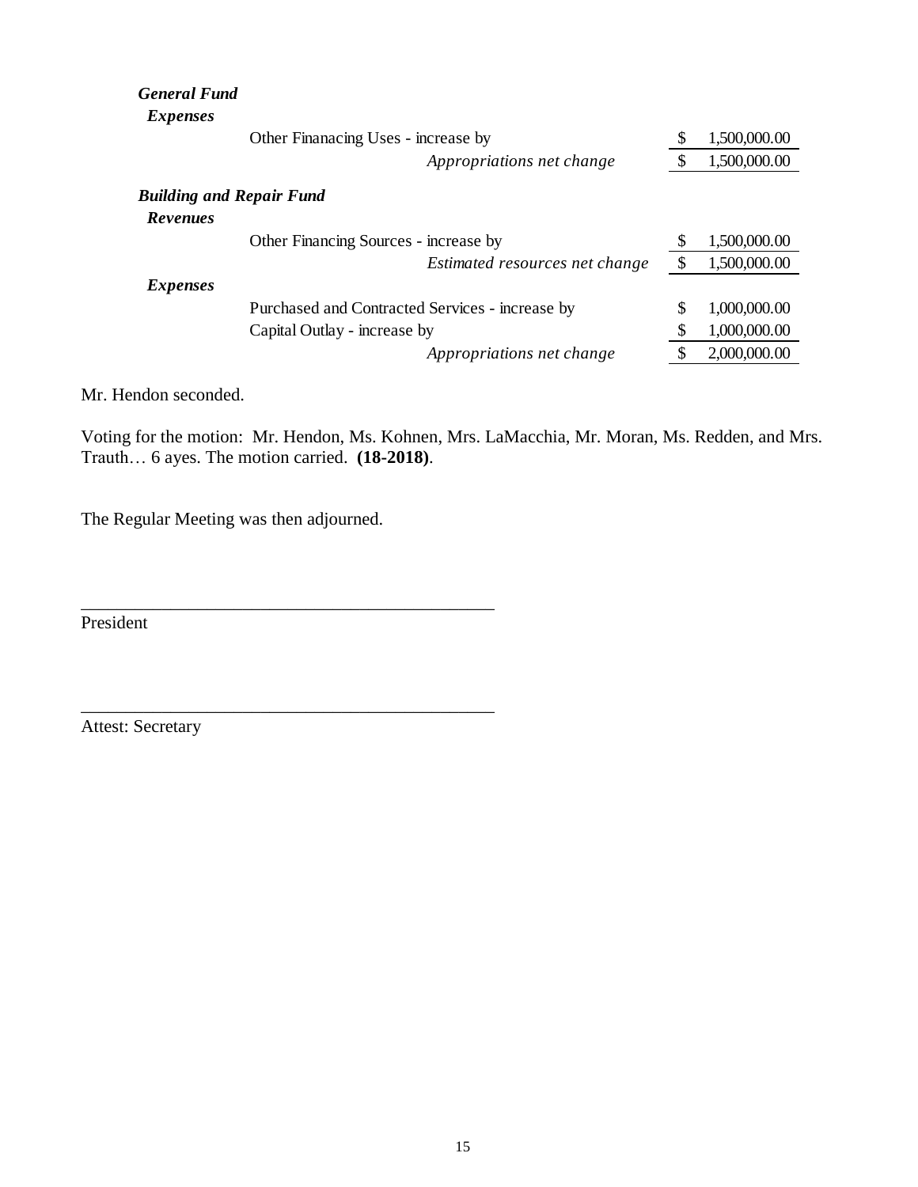| | | | |
|---|---|---|---|
| ***General Fund*** | | | |
| ***Expenses*** | | | |
| | Other Finanacing Uses - increase by | $ | 1,500,000.00 |
| | *Appropriations net change* | $ | 1,500,000.00 |
| ***Building and Repair Fund*** | | | |
| ***Revenues*** | | | |
| | Other Financing Sources - increase by | $ | 1,500,000.00 |
| | *Estimated resources net change* | $ | 1,500,000.00 |
| ***Expenses*** | | | |
| | Purchased and Contracted Services - increase by | $ | 1,000,000.00 |
| | Capital Outlay - increase by | $ | 1,000,000.00 |
| | *Appropriations net change* | $ | 2,000,000.00 |

Mr. Hendon seconded.

Voting for the motion: Mr. Hendon, Ms. Kohnen, Mrs. LaMacchia, Mr. Moran, Ms. Redden, and Mrs. Trauth… 6 ayes. The motion carried. **(18-2018)**.

The Regular Meeting was then adjourned.

_______________________________________________
President

_______________________________________________
Attest: Secretary